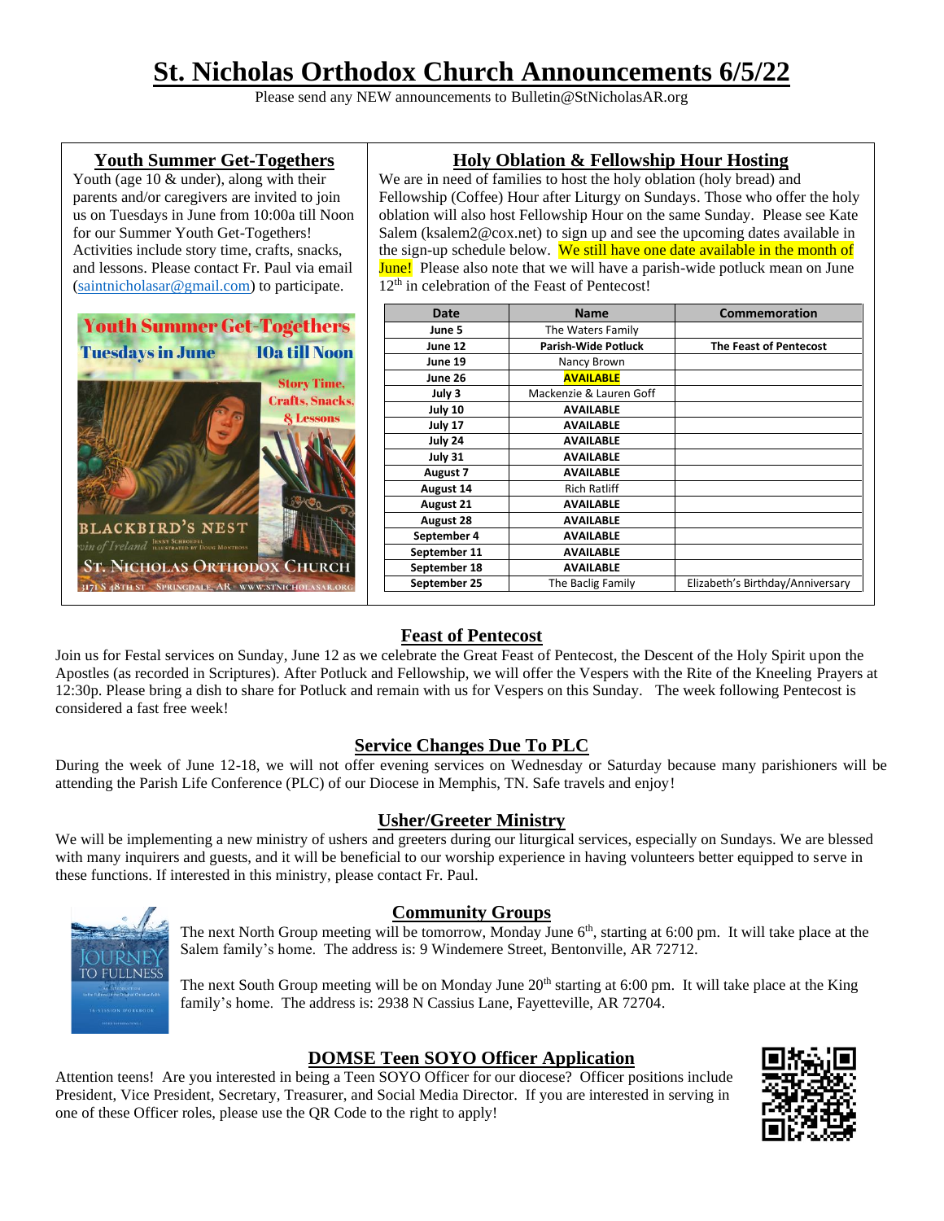# St. Nicholas Orthodox Church Announcements 6/5/22

Please send any NEW announcements to Bulletin@StNicholasAR.org

## Youth Summer Get-Togethers

Youth (age 10 & under), along with their parents and/or caregivers are invited to join us on Tuesdays in June from 10:00a till Noon for our Summer Youth Get-Togethers! Activities include story time, crafts, snacks, and lessons. Please contact Fr. Paul via email (saintnicholasar@gmail.com) to participate.

## Holy Oblation & Fellowship Hour Hosting

We are in need of families to host the holy oblation (holy bread) and Fellowship (Coffee) Hour after Liturgy on Sundays. Those who offer the holy oblation will also host Fellowship Hour on the same Sunday. Please see Kate Salem (ksalem2@cox.net) to sign up and see the upcoming dates available in the sign-up schedule below. We still have one date available in the month of June! Please also note that we will have a parish-wide potluck mean on June 12th in celebration of the Feast of Pentecost!

| Date | Name | Commemoration |
|---|---|---|
| **June 5** | The Waters Family | |
| **June 12** | **Parish-Wide Potluck** | **The Feast of Pentecost** |
| **June 19** | Nancy Brown | |
| **June 26** | **AVAILABLE** | |
| **July 3** | Mackenzie & Lauren Goff | |
| **July 10** | **AVAILABLE** | |
| **July 17** | **AVAILABLE** | |
| **July 24** | **AVAILABLE** | |
| **July 31** | **AVAILABLE** | |
| **August 7** | **AVAILABLE** | |
| **August 14** | Rich Ratliff | |
| **August 21** | **AVAILABLE** | |
| **August 28** | **AVAILABLE** | |
| **September 4** | **AVAILABLE** | |
| **September 11** | **AVAILABLE** | |
| **September 18** | **AVAILABLE** | |
| **September 25** | The Baclig Family | Elizabeth's Birthday/Anniversary |

## Feast of Pentecost

Join us for Festal services on Sunday, June 12 as we celebrate the Great Feast of Pentecost, the Descent of the Holy Spirit upon the Apostles (as recorded in Scriptures). After Potluck and Fellowship, we will offer the Vespers with the Rite of the Kneeling Prayers at 12:30p. Please bring a dish to share for Potluck and remain with us for Vespers on this Sunday. The week following Pentecost is considered a fast free week!

## Service Changes Due To PLC

During the week of June 12-18, we will not offer evening services on Wednesday or Saturday because many parishioners will be attending the Parish Life Conference (PLC) of our Diocese in Memphis, TN. Safe travels and enjoy!

## Usher/Greeter Ministry

We will be implementing a new ministry of ushers and greeters during our liturgical services, especially on Sundays. We are blessed with many inquirers and guests, and it will be beneficial to our worship experience in having volunteers better equipped to serve in these functions. If interested in this ministry, please contact Fr. Paul.

## Community Groups

The next North Group meeting will be tomorrow, Monday June 6th, starting at 6:00 pm. It will take place at the Salem family's home. The address is: 9 Windemere Street, Bentonville, AR 72712.

The next South Group meeting will be on Monday June 20th starting at 6:00 pm. It will take place at the King family's home. The address is: 2938 N Cassius Lane, Fayetteville, AR 72704.

## DOMSE Teen SOYO Officer Application

Attention teens! Are you interested in being a Teen SOYO Officer for our diocese? Officer positions include President, Vice President, Secretary, Treasurer, and Social Media Director. If you are interested in serving in one of these Officer roles, please use the QR Code to the right to apply!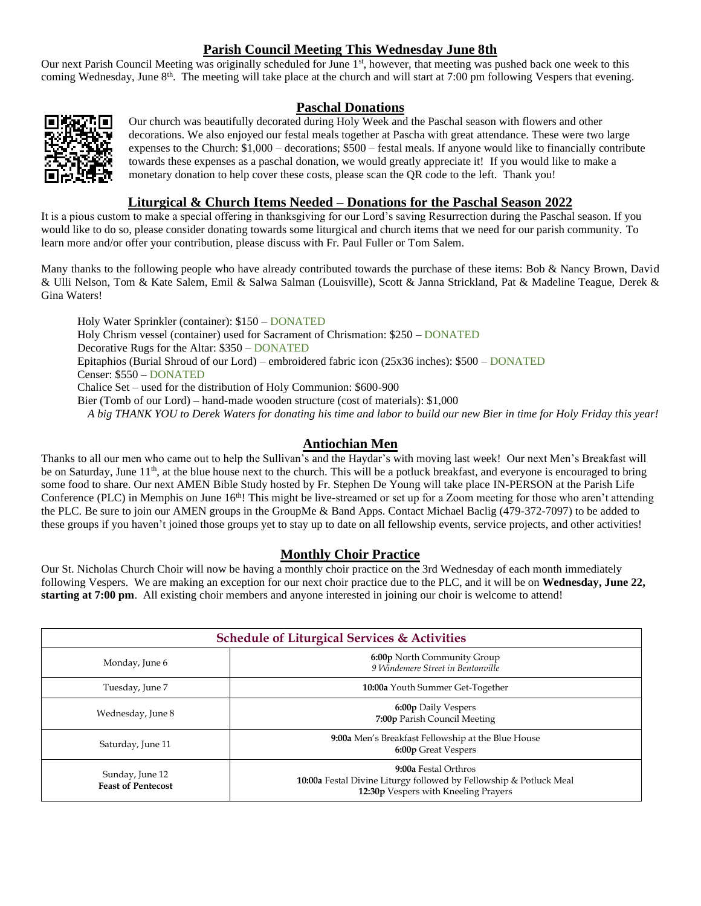## Parish Council Meeting This Wednesday June 8th

Our next Parish Council Meeting was originally scheduled for June 1st, however, that meeting was pushed back one week to this coming Wednesday, June 8th. The meeting will take place at the church and will start at 7:00 pm following Vespers that evening.

## Paschal Donations

Our church was beautifully decorated during Holy Week and the Paschal season with flowers and other decorations. We also enjoyed our festal meals together at Pascha with great attendance. These were two large expenses to the Church: $1,000 – decorations; $500 – festal meals. If anyone would like to financially contribute towards these expenses as a paschal donation, we would greatly appreciate it! If you would like to make a monetary donation to help cover these costs, please scan the QR code to the left. Thank you!

## Liturgical & Church Items Needed – Donations for the Paschal Season 2022

It is a pious custom to make a special offering in thanksgiving for our Lord's saving Resurrection during the Paschal season. If you would like to do so, please consider donating towards some liturgical and church items that we need for our parish community. To learn more and/or offer your contribution, please discuss with Fr. Paul Fuller or Tom Salem.

Many thanks to the following people who have already contributed towards the purchase of these items: Bob & Nancy Brown, David & Ulli Nelson, Tom & Kate Salem, Emil & Salwa Salman (Louisville), Scott & Janna Strickland, Pat & Madeline Teague, Derek & Gina Waters!

Holy Water Sprinkler (container): $150 – DONATED
Holy Chrism vessel (container) used for Sacrament of Chrismation: $250 – DONATED
Decorative Rugs for the Altar: $350 – DONATED
Epitaphios (Burial Shroud of our Lord) – embroidered fabric icon (25x36 inches): $500 – DONATED
Censer: $550 – DONATED
Chalice Set – used for the distribution of Holy Communion: $600-900
Bier (Tomb of our Lord) – hand-made wooden structure (cost of materials): $1,000

*A big THANK YOU to Derek Waters for donating his time and labor to build our new Bier in time for Holy Friday this year!*

## Antiochian Men

Thanks to all our men who came out to help the Sullivan's and the Haydar's with moving last week! Our next Men's Breakfast will be on Saturday, June 11th, at the blue house next to the church. This will be a potluck breakfast, and everyone is encouraged to bring some food to share. Our next AMEN Bible Study hosted by Fr. Stephen De Young will take place IN-PERSON at the Parish Life Conference (PLC) in Memphis on June 16th! This might be live-streamed or set up for a Zoom meeting for those who aren't attending the PLC. Be sure to join our AMEN groups in the GroupMe & Band Apps. Contact Michael Baclig (479-372-7097) to be added to these groups if you haven't joined those groups yet to stay up to date on all fellowship events, service projects, and other activities!

## Monthly Choir Practice

Our St. Nicholas Church Choir will now be having a monthly choir practice on the 3rd Wednesday of each month immediately following Vespers. We are making an exception for our next choir practice due to the PLC, and it will be on **Wednesday, June 22, starting at 7:00 pm**. All existing choir members and anyone interested in joining our choir is welcome to attend!

| Schedule of Liturgical Services & Activities | |
|---|---|
| Monday, June 6 | **6:00p** North Community Group<br>*9 Windemere Street in Bentonville* |
| Tuesday, June 7 | **10:00a** Youth Summer Get-Together |
| Wednesday, June 8 | **6:00p** Daily Vespers<br>**7:00p** Parish Council Meeting |
| Saturday, June 11 | **9:00a** Men's Breakfast Fellowship at the Blue House<br>**6:00p** Great Vespers |
| Sunday, June 12<br>**Feast of Pentecost** | **9:00a** Festal Orthros<br>**10:00a** Festal Divine Liturgy followed by Fellowship & Potluck Meal<br>**12:30p** Vespers with Kneeling Prayers |